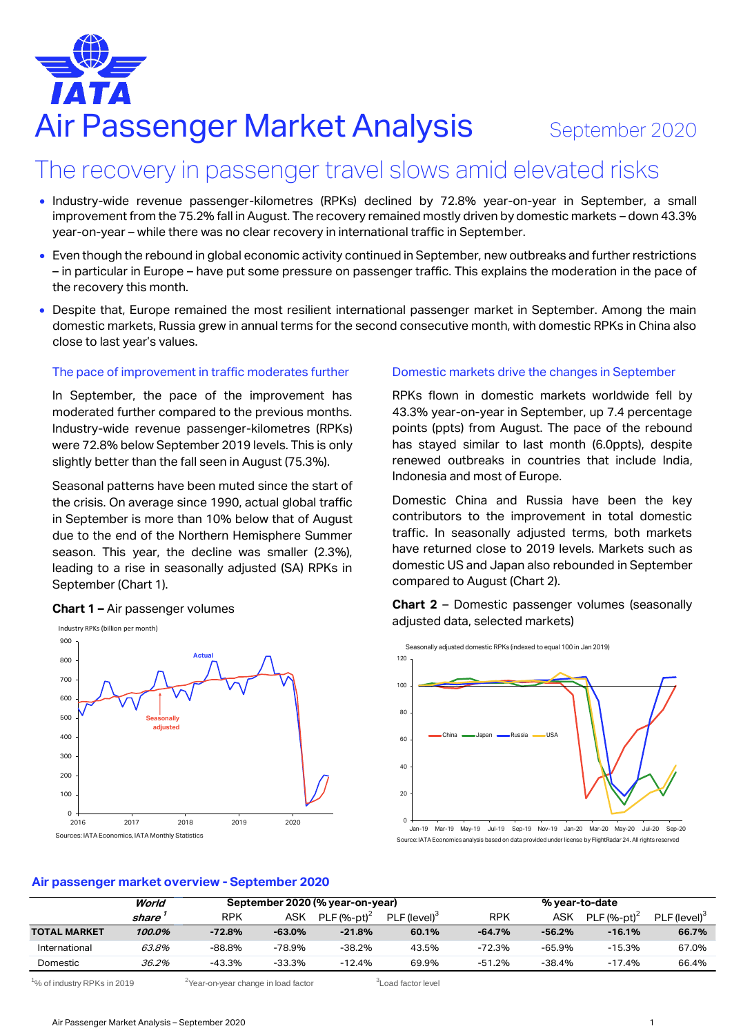# Air Passenger Market Analysis

September 2020

## The recovery in passenger travel slows amid elevated risks

- Industry-wide revenue passenger-kilometres (RPKs) declined by 72.8% year-on-year in September, a small improvement from the 75.2% fall in August. The recovery remained mostly driven by domestic markets – down 43.3% year-on-year – while there was no clear recovery in international traffic in September.
- Even though the rebound in global economic activity continued in September, new outbreaks and further restrictions – in particular in Europe – have put some pressure on passenger traffic. This explains the moderation in the pace of the recovery this month.
- Despite that, Europe remained the most resilient international passenger market in September. Among the main domestic markets, Russia grew in annual terms for the second consecutive month, with domestic RPKs in China also close to last year's values.

### The pace of improvement in traffic moderates further

In September, the pace of the improvement has moderated further compared to the previous months. Industry-wide revenue passenger-kilometres (RPKs) were 72.8% below September 2019 levels. This is only slightly better than the fall seen in August (75.3%).

Seasonal patterns have been muted since the start of the crisis. On average since 1990, actual global traffic in September is more than 10% below that of August due to the end of the Northern Hemisphere Summer season. This year, the decline was smaller (2.3%), leading to a rise in seasonally adjusted (SA) RPKs in September (Chart 1).

**Chart 1 –** Air passenger volumes

Sources: IATA Economics, IATA Monthly Statistics

### Domestic markets drive the changes in September

RPKs flown in domestic markets worldwide fell by 43.3% year-on-year in September, up 7.4 percentage points (ppts) from August. The pace of the rebound has stayed similar to last month (6.0ppts), despite renewed outbreaks in countries that include India, Indonesia and most of Europe.

Domestic China and Russia have been the key contributors to the improvement in total domestic traffic. In seasonally adjusted terms, both markets have returned close to 2019 levels. Markets such as domestic US and Japan also rebounded in September compared to August (Chart 2).

**Chart 2** – Domestic passenger volumes (seasonally adjusted data, selected markets)

Source: IATA Economics analysis based on data provided under license by FlightRadar 24. All rights reserved

### Air passenger market overview - September 2020

| | World share[1] | September 2020 (% year-on-year) | | | | % year-to-date | | | |
|---|---|---|---|---|---|---|---|---|---|
| | | RPK | ASK | PLF (%-pt)[2] | PLF (level)[3] | RPK | ASK | PLF (%-pt)[2] | PLF (level)[3] |
| **TOTAL MARKET** | ***100.0%*** | **-72.8%** | **-63.0%** | **-21.8%** | **60.1%** | **-64.7%** | **-56.2%** | **-16.1%** | **66.7%** |
| International | *63.8%* | -88.8% | -78.9% | -38.2% | 43.5% | -72.3% | -65.9% | -15.3% | 67.0% |
| Domestic | *36.2%* | -43.3% | -33.3% | -12.4% | 69.9% | -51.2% | -38.4% | -17.4% | 66.4% |

[1]% of industry RPKs in 2019 [2]Year-on-year change in load factor [3]Load factor level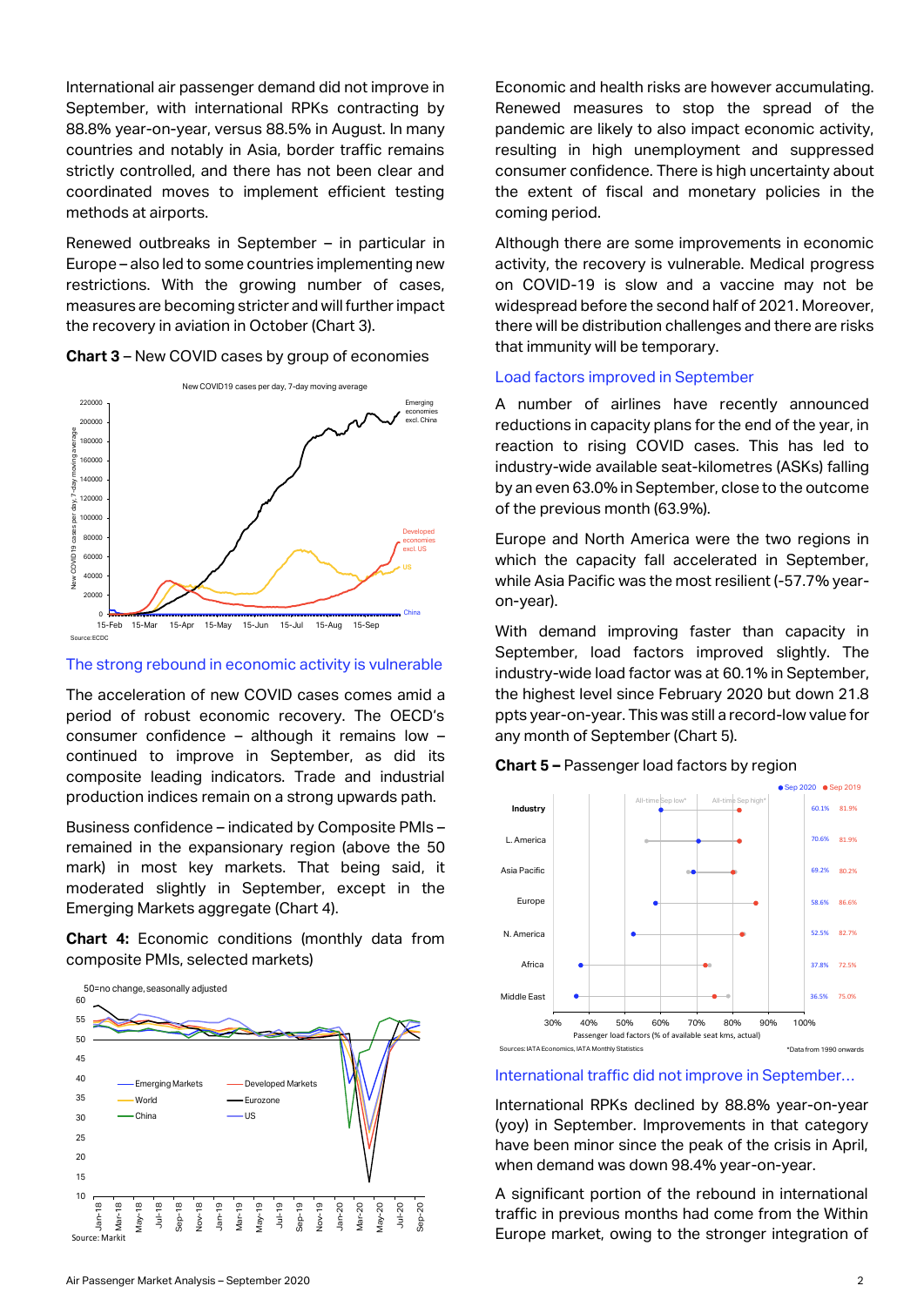International air passenger demand did not improve in September, with international RPKs contracting by 88.8% year-on-year, versus 88.5% in August. In many countries and notably in Asia, border traffic remains strictly controlled, and there has not been clear and coordinated moves to implement efficient testing methods at airports.

Renewed outbreaks in September – in particular in Europe – also led to some countries implementing new restrictions. With the growing number of cases, measures are becoming stricter and will further impact the recovery in aviation in October (Chart 3).

**Chart 3** – New COVID cases by group of economies

Source: ECDC

## The strong rebound in economic activity is vulnerable

The acceleration of new COVID cases comes amid a period of robust economic recovery. The OECD's consumer confidence – although it remains low – continued to improve in September, as did its composite leading indicators. Trade and industrial production indices remain on a strong upwards path.

Business confidence – indicated by Composite PMIs – remained in the expansionary region (above the 50 mark) in most key markets. That being said, it moderated slightly in September, except in the Emerging Markets aggregate (Chart 4).

**Chart 4:** Economic conditions (monthly data from composite PMIs, selected markets)

Source: Markit

Economic and health risks are however accumulating. Renewed measures to stop the spread of the pandemic are likely to also impact economic activity, resulting in high unemployment and suppressed consumer confidence. There is high uncertainty about the extent of fiscal and monetary policies in the coming period.

Although there are some improvements in economic activity, the recovery is vulnerable. Medical progress on COVID-19 is slow and a vaccine may not be widespread before the second half of 2021. Moreover, there will be distribution challenges and there are risks that immunity will be temporary.

## Load factors improved in September

A number of airlines have recently announced reductions in capacity plans for the end of the year, in reaction to rising COVID cases. This has led to industry-wide available seat-kilometres (ASKs) falling by an even 63.0% in September, close to the outcome of the previous month (63.9%).

Europe and North America were the two regions in which the capacity fall accelerated in September, while Asia Pacific was the most resilient (-57.7% year-on-year).

With demand improving faster than capacity in September, load factors improved slightly. The industry-wide load factor was at 60.1% in September, the highest level since February 2020 but down 21.8 ppts year-on-year. This was still a record-low value for any month of September (Chart 5).

**Chart 5 –** Passenger load factors by region

| Region | Sep 2020 | Sep 2019 |
|---|---|---|
| Industry | 60.1% | 81.9% |
| L. America | 70.6% | 81.9% |
| Asia Pacific | 69.2% | 80.2% |
| Europe | 58.6% | 86.6% |
| N. America | 52.5% | 82.7% |
| Africa | 37.8% | 72.5% |
| Middle East | 36.5% | 75.0% |

Passenger load factors (% of available seat kms, actual)

Sources: IATA Economics, IATA Monthly Statistics

*Data from 1990 onwards

## International traffic did not improve in September…

International RPKs declined by 88.8% year-on-year (yoy) in September. Improvements in that category have been minor since the peak of the crisis in April, when demand was down 98.4% year-on-year.

A significant portion of the rebound in international traffic in previous months had come from the Within Europe market, owing to the stronger integration of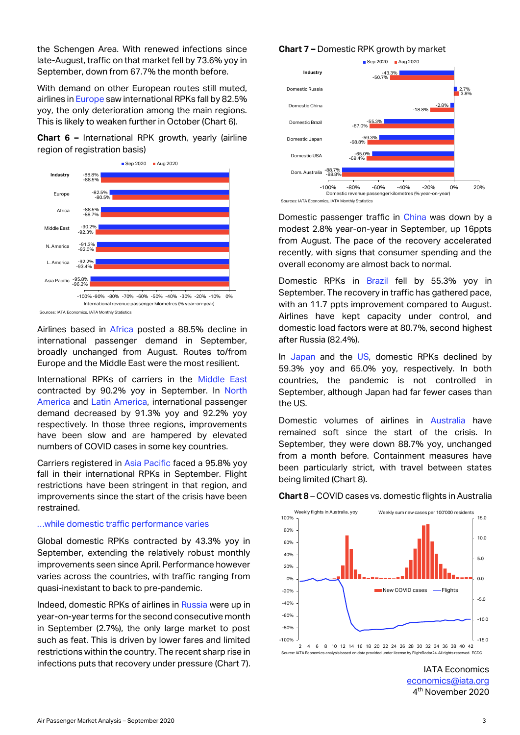the Schengen Area. With renewed infections since late-August, traffic on that market fell by 73.6% yoy in September, down from 67.7% the month before.

With demand on other European routes still muted, airlines in Europe saw international RPKs fall by 82.5% yoy, the only deterioration among the main regions. This is likely to weaken further in October (Chart 6).

**Chart 6 –** International RPK growth, yearly (airline region of registration basis)

| | Sep 2020 | Aug 2020 |
|---|---|---|
| Industry | -88.8% | -88.5% |
| Europe | -82.5% | -80.5% |
| Africa | -88.5% | -88.7% |
| Middle East | -90.2% | -92.3% |
| N. America | -91.3% | -92.0% |
| L. America | -92.2% | -93.4% |
| Asia Pacific | -95.8% | -96.2% |

International revenue passenger kilometres (% year-on-year)

Sources: IATA Economics, IATA Monthly Statistics

Airlines based in Africa posted a 88.5% decline in international passenger demand in September, broadly unchanged from August. Routes to/from Europe and the Middle East were the most resilient.

International RPKs of carriers in the Middle East contracted by 90.2% yoy in September. In North America and Latin America, international passenger demand decreased by 91.3% and 92.2% yoy respectively. In those three regions, improvements have been slow and are hampered by elevated numbers of COVID cases in some key countries.

Carriers registered in Asia Pacific faced a 95.8% yoy fall in their international RPKs in September. Flight restrictions have been stringent in that region, and improvements since the start of the crisis have been restrained.

## …while domestic traffic performance varies

Global domestic RPKs contracted by 43.3% yoy in September, extending the relatively robust monthly improvements seen since April. Performance however varies across the countries, with traffic ranging from quasi-inexistant to back to pre-pandemic.

Indeed, domestic RPKs of airlines in Russia were up in year-on-year terms for the second consecutive month in September (2.7%), the only large market to post such as feat. This is driven by lower fares and limited restrictions within the country. The recent sharp rise in infections puts that recovery under pressure (Chart 7).

**Chart 7 –** Domestic RPK growth by market

| | Sep 2020 | Aug 2020 |
|---|---|---|
| Industry | -43.3% | -50.7% |
| Domestic Russia | 2.7% | 3.8% |
| Domestic China | -2.8% | -18.8% |
| Domestic Brazil | -55.3% | -67.0% |
| Domestic Japan | -59.3% | -68.8% |
| Domestic USA | -65.0% | -69.4% |
| Dom. Australia | -88.7% | -88.8% |

Domestic revenue passenger kilometres (% year-on-year)

Sources: IATA Economics, IATA Monthly Statistics

Domestic passenger traffic in China was down by a modest 2.8% year-on-year in September, up 16ppts from August. The pace of the recovery accelerated recently, with signs that consumer spending and the overall economy are almost back to normal.

Domestic RPKs in Brazil fell by 55.3% yoy in September. The recovery in traffic has gathered pace, with an 11.7 ppts improvement compared to August. Airlines have kept capacity under control, and domestic load factors were at 80.7%, second highest after Russia (82.4%).

In Japan and the US, domestic RPKs declined by 59.3% yoy and 65.0% yoy, respectively. In both countries, the pandemic is not controlled in September, although Japan had far fewer cases than the US.

Domestic volumes of airlines in Australia have remained soft since the start of the crisis. In September, they were down 88.7% yoy, unchanged from a month before. Containment measures have been particularly strict, with travel between states being limited (Chart 8).

**Chart 8 –** COVID cases vs. domestic flights in Australia

Weekly flights in Australia, yoy — Weekly sum new cases per 100'000 residents

Legend: New COVID cases; Flights

Source: IATA Economics analysis based on data provided under license by FlightRadar24. All rights reserved. ECDC

IATA Economics
economics@iata.org
4th November 2020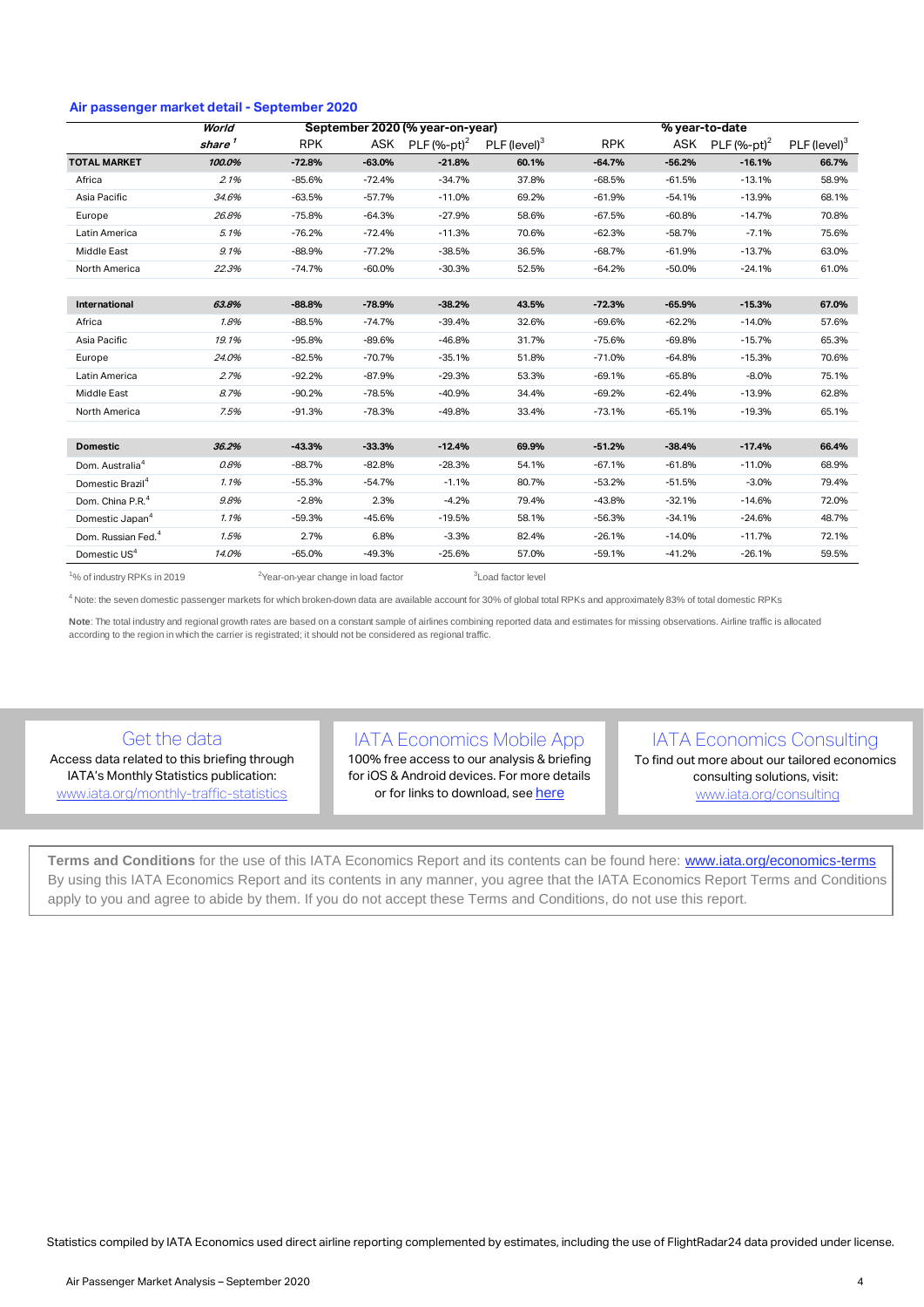### Air passenger market detail - September 2020

| | World share[1] | September 2020 (% year-on-year) | | | | % year-to-date | | | |
|---|---|---|---|---|---|---|---|---|---|
| | | RPK | ASK | PLF (%-pt)[2] | PLF (level)[3] | RPK | ASK | PLF (%-pt)[2] | PLF (level)[3] |
| **TOTAL MARKET** | *100.0%* | **-72.8%** | **-63.0%** | **-21.8%** | **60.1%** | **-64.7%** | **-56.2%** | **-16.1%** | **66.7%** |
| Africa | *2.1%* | -85.6% | -72.4% | -34.7% | 37.8% | -68.5% | -61.5% | -13.1% | 58.9% |
| Asia Pacific | *34.6%* | -63.5% | -57.7% | -11.0% | 69.2% | -61.9% | -54.1% | -13.9% | 68.1% |
| Europe | *26.8%* | -75.8% | -64.3% | -27.9% | 58.6% | -67.5% | -60.8% | -14.7% | 70.8% |
| Latin America | *5.1%* | -76.2% | -72.4% | -11.3% | 70.6% | -62.3% | -58.7% | -7.1% | 75.6% |
| Middle East | *9.1%* | -88.9% | -77.2% | -38.5% | 36.5% | -68.7% | -61.9% | -13.7% | 63.0% |
| North America | *22.3%* | -74.7% | -60.0% | -30.3% | 52.5% | -64.2% | -50.0% | -24.1% | 61.0% |
| **International** | *63.8%* | **-88.8%** | **-78.9%** | **-38.2%** | **43.5%** | **-72.3%** | **-65.9%** | **-15.3%** | **67.0%** |
| Africa | *1.8%* | -88.5% | -74.7% | -39.4% | 32.6% | -69.6% | -62.2% | -14.0% | 57.6% |
| Asia Pacific | *19.1%* | -95.8% | -89.6% | -46.8% | 31.7% | -75.6% | -69.8% | -15.7% | 65.3% |
| Europe | *24.0%* | -82.5% | -70.7% | -35.1% | 51.8% | -71.0% | -64.8% | -15.3% | 70.6% |
| Latin America | *2.7%* | -92.2% | -87.9% | -29.3% | 53.3% | -69.1% | -65.8% | -8.0% | 75.1% |
| Middle East | *8.7%* | -90.2% | -78.5% | -40.9% | 34.4% | -69.2% | -62.4% | -13.9% | 62.8% |
| North America | *7.5%* | -91.3% | -78.3% | -49.8% | 33.4% | -73.1% | -65.1% | -19.3% | 65.1% |
| **Domestic** | *36.2%* | **-43.3%** | **-33.3%** | **-12.4%** | **69.9%** | **-51.2%** | **-38.4%** | **-17.4%** | **66.4%** |
| Dom. Australia[4] | *0.8%* | -88.7% | -82.8% | -28.3% | 54.1% | -67.1% | -61.8% | -11.0% | 68.9% |
| Domestic Brazil[4] | *1.1%* | -55.3% | -54.7% | -1.1% | 80.7% | -53.2% | -51.5% | -3.0% | 79.4% |
| Dom. China P.R.[4] | *9.8%* | -2.8% | 2.3% | -4.2% | 79.4% | -43.8% | -32.1% | -14.6% | 72.0% |
| Domestic Japan[4] | *1.1%* | -59.3% | -45.6% | -19.5% | 58.1% | -56.3% | -34.1% | -24.6% | 48.7% |
| Dom. Russian Fed.[4] | *1.5%* | 2.7% | 6.8% | -3.3% | 82.4% | -26.1% | -14.0% | -11.7% | 72.1% |
| Domestic US[4] | *14.0%* | -65.0% | -49.3% | -25.6% | 57.0% | -59.1% | -41.2% | -26.1% | 59.5% |

[1]% of industry RPKs in 2019 [2]Year-on-year change in load factor [3]Load factor level

[4] Note: the seven domestic passenger markets for which broken-down data are available account for 30% of global total RPKs and approximately 83% of total domestic RPKs

**Note**: The total industry and regional growth rates are based on a constant sample of airlines combining reported data and estimates for missing observations. Airline traffic is allocated according to the region in which the carrier is registrated; it should not be considered as regional traffic.

## Get the data

Access data related to this briefing through IATA's Monthly Statistics publication: www.iata.org/monthly-traffic-statistics

## IATA Economics Mobile App

100% free access to our analysis & briefing for iOS & Android devices. For more details or for links to download, see here

## IATA Economics Consulting

To find out more about our tailored economics consulting solutions, visit: www.iata.org/consulting

**Terms and Conditions** for the use of this IATA Economics Report and its contents can be found here: www.iata.org/economics-terms By using this IATA Economics Report and its contents in any manner, you agree that the IATA Economics Report Terms and Conditions apply to you and agree to abide by them. If you do not accept these Terms and Conditions, do not use this report.

Statistics compiled by IATA Economics used direct airline reporting complemented by estimates, including the use of FlightRadar24 data provided under license.